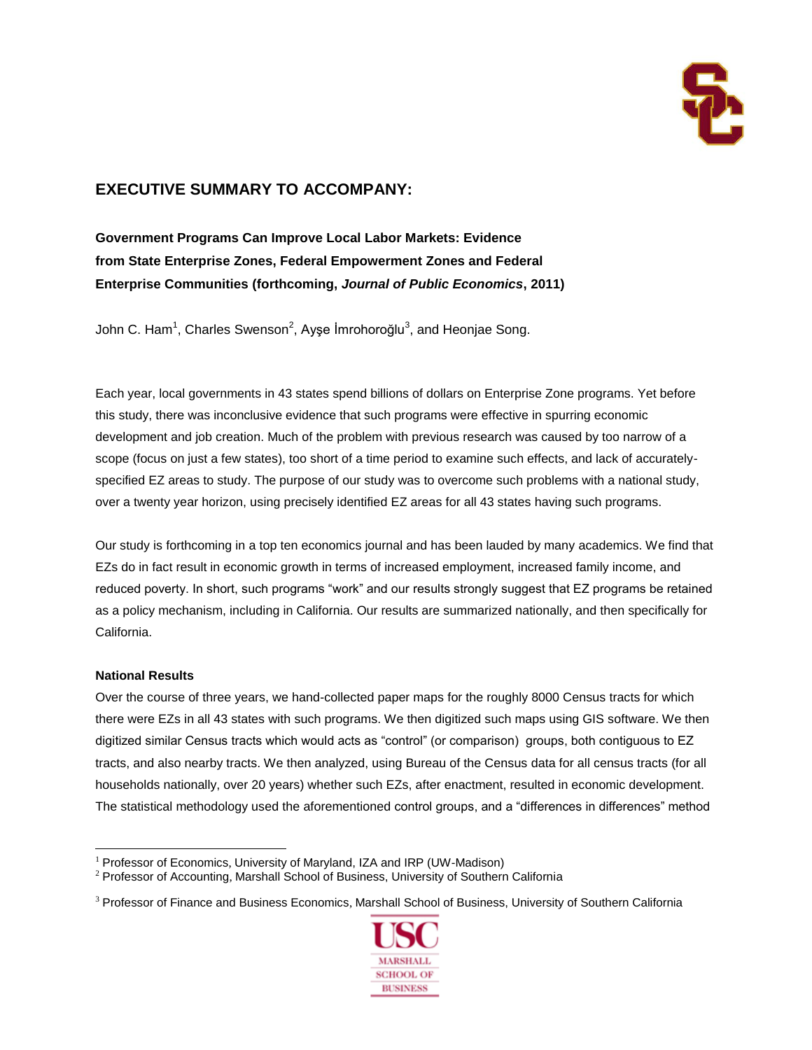## EXECUTIVE SUMMARY TO ACCOMPANY:

**Government Programs Can Improve Local Labor Markets: Evidence from State Enterprise Zones, Federal Empowerment Zones and Federal Enterprise Communities (forthcoming, *Journal of Public Economics*, 2011)**

John C. Ham[1], Charles Swenson[2], Ayşe İmrohoroğlu[3], and Heonjae Song.

Each year, local governments in 43 states spend billions of dollars on Enterprise Zone programs. Yet before this study, there was inconclusive evidence that such programs were effective in spurring economic development and job creation. Much of the problem with previous research was caused by too narrow of a scope (focus on just a few states), too short of a time period to examine such effects, and lack of accurately-specified EZ areas to study. The purpose of our study was to overcome such problems with a national study, over a twenty year horizon, using precisely identified EZ areas for all 43 states having such programs.

Our study is forthcoming in a top ten economics journal and has been lauded by many academics. We find that EZs do in fact result in economic growth in terms of increased employment, increased family income, and reduced poverty. In short, such programs "work" and our results strongly suggest that EZ programs be retained as a policy mechanism, including in California. Our results are summarized nationally, and then specifically for California.

**National Results**

Over the course of three years, we hand-collected paper maps for the roughly 8000 Census tracts for which there were EZs in all 43 states with such programs. We then digitized such maps using GIS software. We then digitized similar Census tracts which would acts as "control" (or comparison) groups, both contiguous to EZ tracts, and also nearby tracts. We then analyzed, using Bureau of the Census data for all census tracts (for all households nationally, over 20 years) whether such EZs, after enactment, resulted in economic development. The statistical methodology used the aforementioned control groups, and a "differences in differences" method

[1] Professor of Economics, University of Maryland, IZA and IRP (UW-Madison)

[2] Professor of Accounting, Marshall School of Business, University of Southern California

[3] Professor of Finance and Business Economics, Marshall School of Business, University of Southern California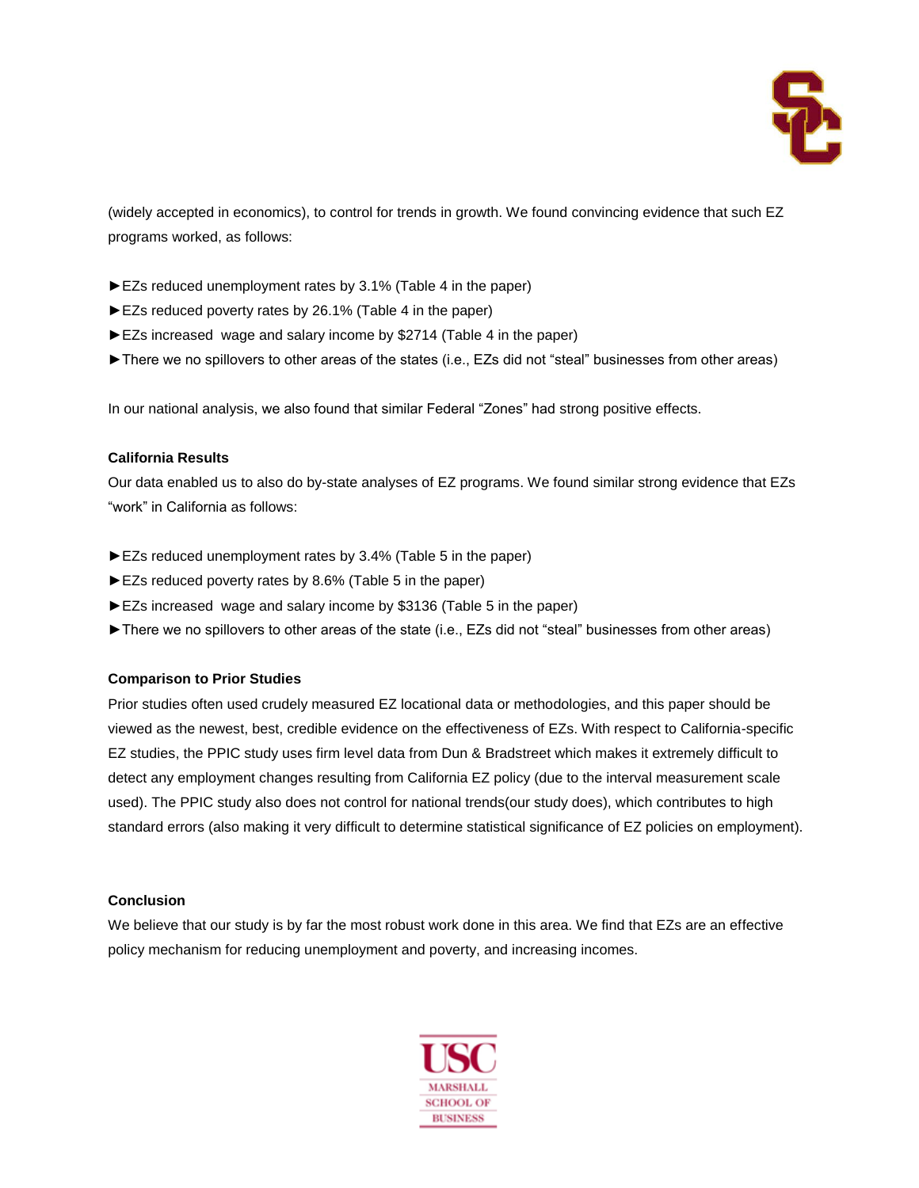(widely accepted in economics), to control for trends in growth. We found convincing evidence that such EZ programs worked, as follows:

►EZs reduced unemployment rates by 3.1% (Table 4 in the paper)
►EZs reduced poverty rates by 26.1% (Table 4 in the paper)
►EZs increased wage and salary income by $2714 (Table 4 in the paper)
►There we no spillovers to other areas of the states (i.e., EZs did not "steal" businesses from other areas)

In our national analysis, we also found that similar Federal "Zones" had strong positive effects.

**California Results**

Our data enabled us to also do by-state analyses of EZ programs. We found similar strong evidence that EZs "work" in California as follows:

►EZs reduced unemployment rates by 3.4% (Table 5 in the paper)
►EZs reduced poverty rates by 8.6% (Table 5 in the paper)
►EZs increased wage and salary income by $3136 (Table 5 in the paper)
►There we no spillovers to other areas of the state (i.e., EZs did not "steal" businesses from other areas)

**Comparison to Prior Studies**

Prior studies often used crudely measured EZ locational data or methodologies, and this paper should be viewed as the newest, best, credible evidence on the effectiveness of EZs. With respect to California-specific EZ studies, the PPIC study uses firm level data from Dun & Bradstreet which makes it extremely difficult to detect any employment changes resulting from California EZ policy (due to the interval measurement scale used). The PPIC study also does not control for national trends(our study does), which contributes to high standard errors (also making it very difficult to determine statistical significance of EZ policies on employment).

**Conclusion**

We believe that our study is by far the most robust work done in this area. We find that EZs are an effective policy mechanism for reducing unemployment and poverty, and increasing incomes.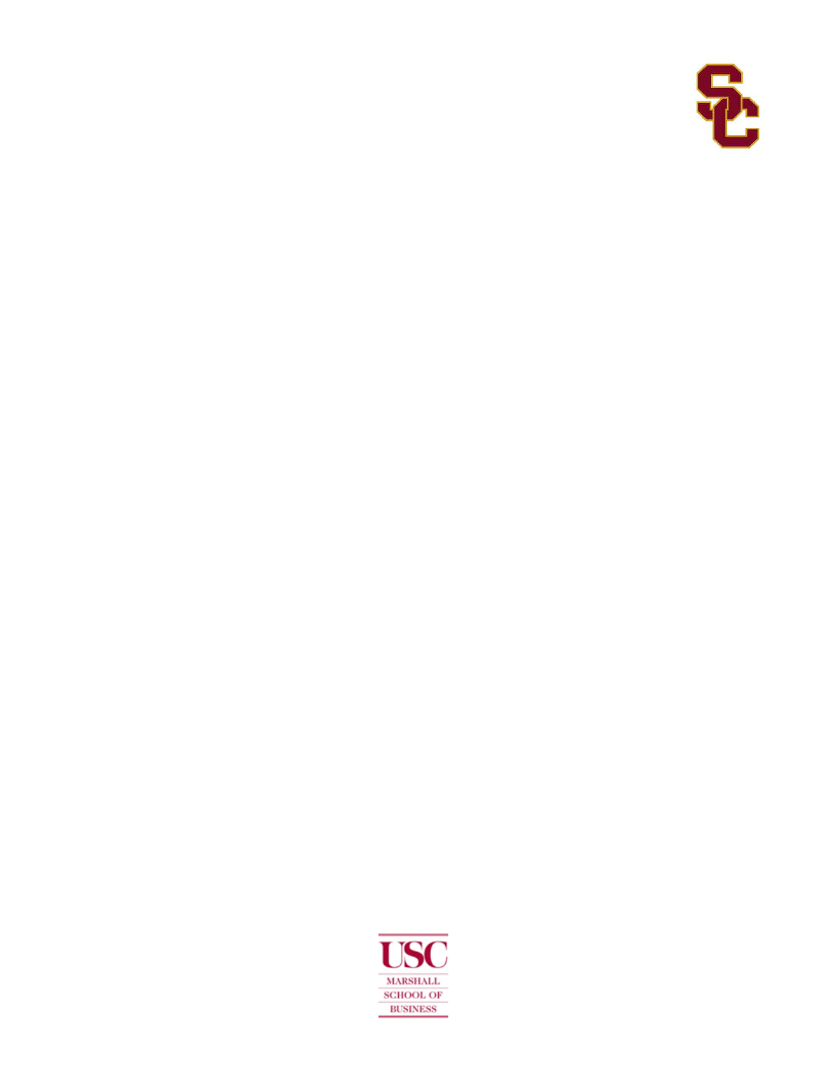USC

MARSHALL SCHOOL OF BUSINESS